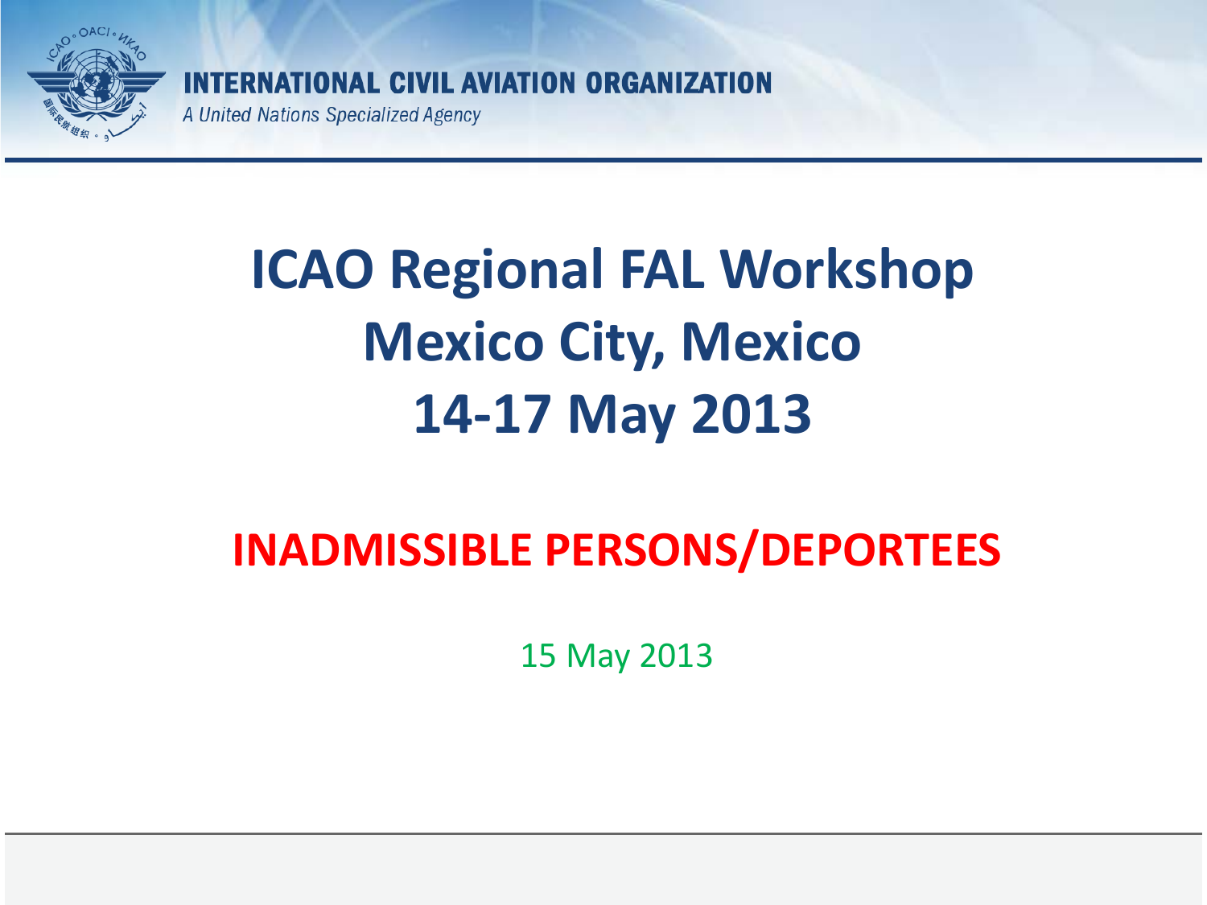INTERNATIONAL CIVIL AVIATION ORGANIZATION

*A United Nations Specialized Agency*

# ICAO Regional FAL Workshop
# Mexico City, Mexico
# 14-17 May 2013

## INADMISSIBLE PERSONS/DEPORTEES

15 May 2013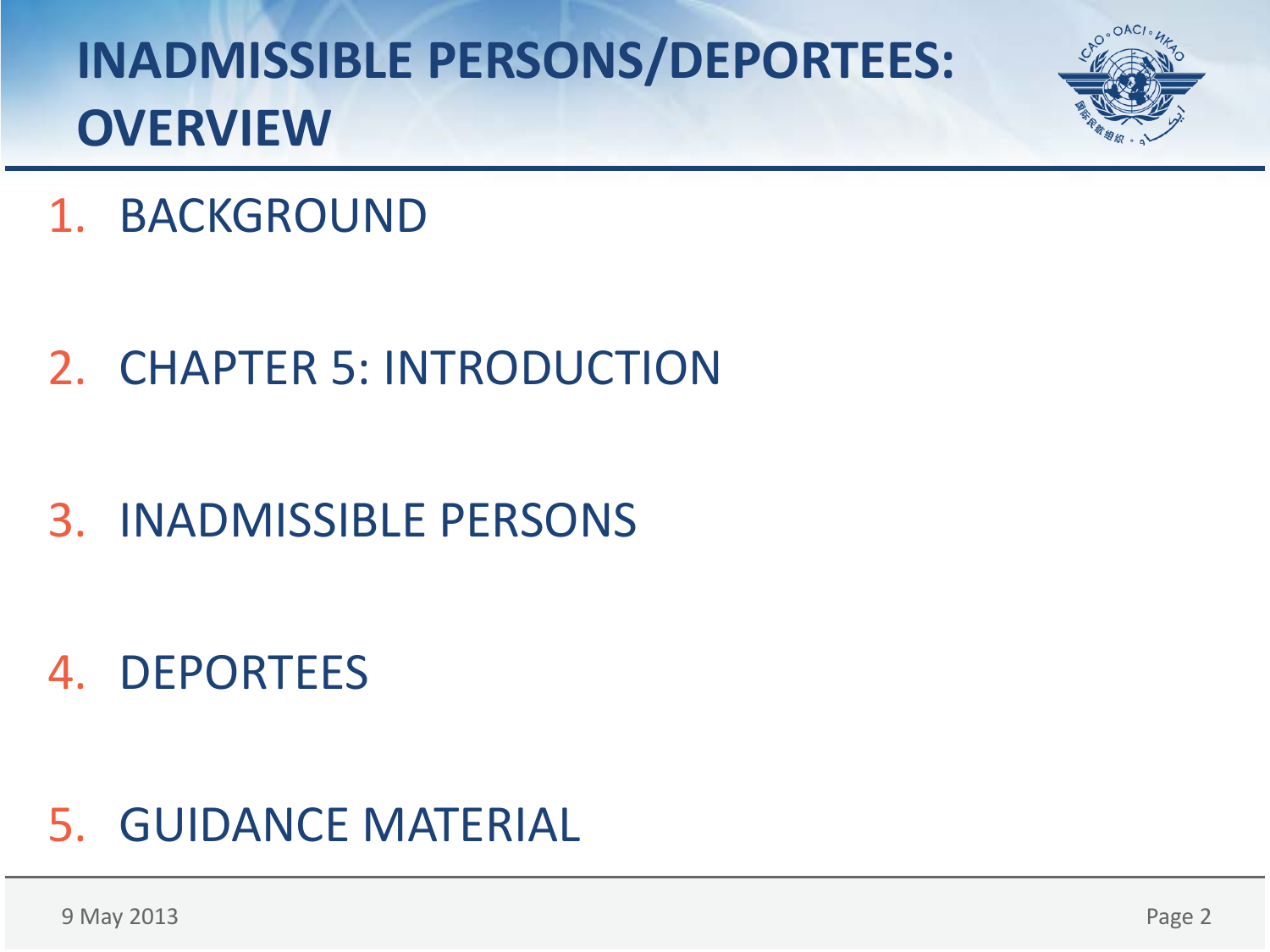# INADMISSIBLE PERSONS/DEPORTEES: OVERVIEW

1. BACKGROUND
2. CHAPTER 5: INTRODUCTION
3. INADMISSIBLE PERSONS
4. DEPORTEES
5. GUIDANCE MATERIAL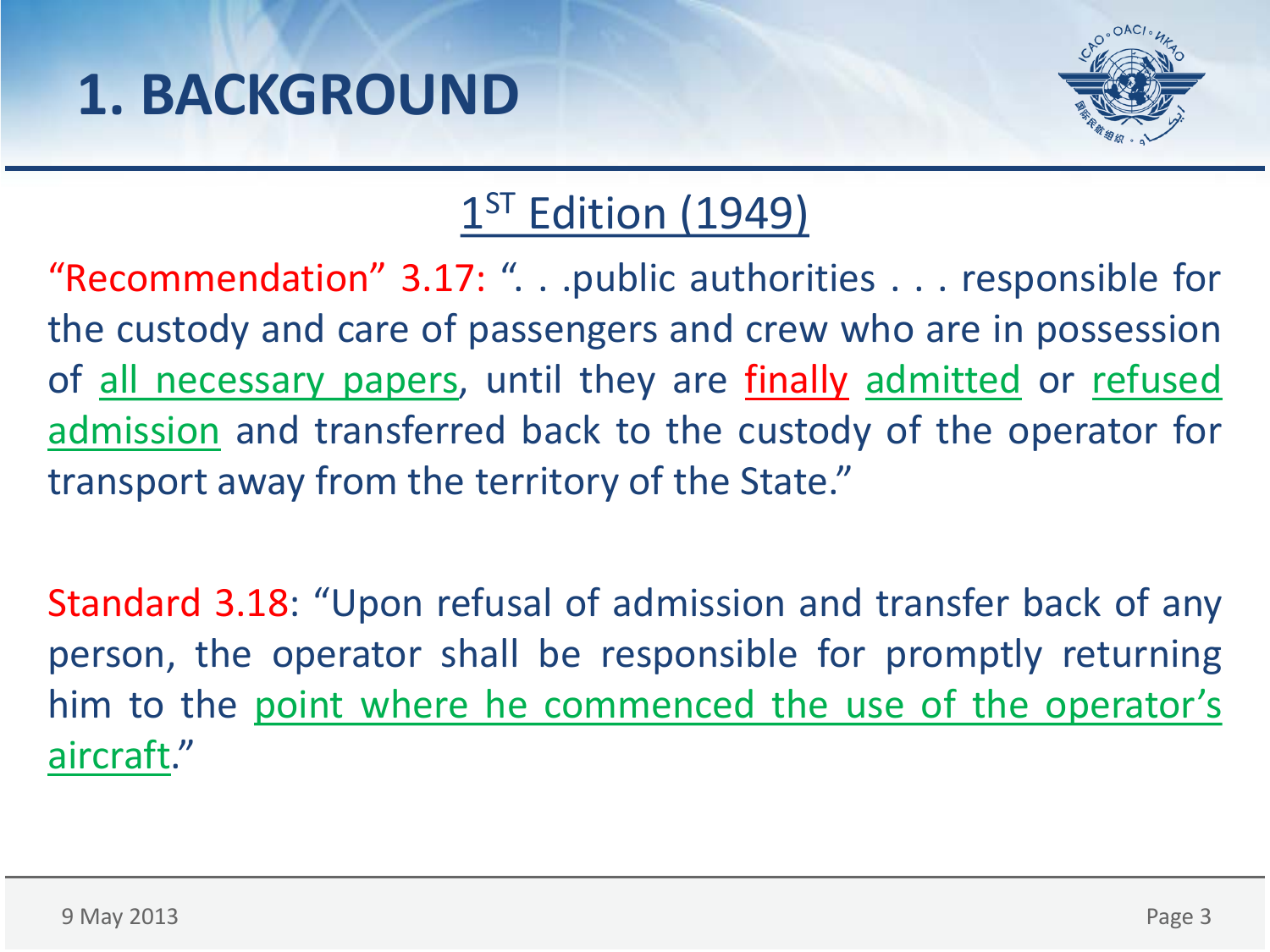# 1. BACKGROUND

## 1ST Edition (1949)

"Recommendation" 3.17: ". . .public authorities . . . responsible for the custody and care of passengers and crew who are in possession of all necessary papers, until they are finally admitted or refused admission and transferred back to the custody of the operator for transport away from the territory of the State."

Standard 3.18: "Upon refusal of admission and transfer back of any person, the operator shall be responsible for promptly returning him to the point where he commenced the use of the operator's aircraft."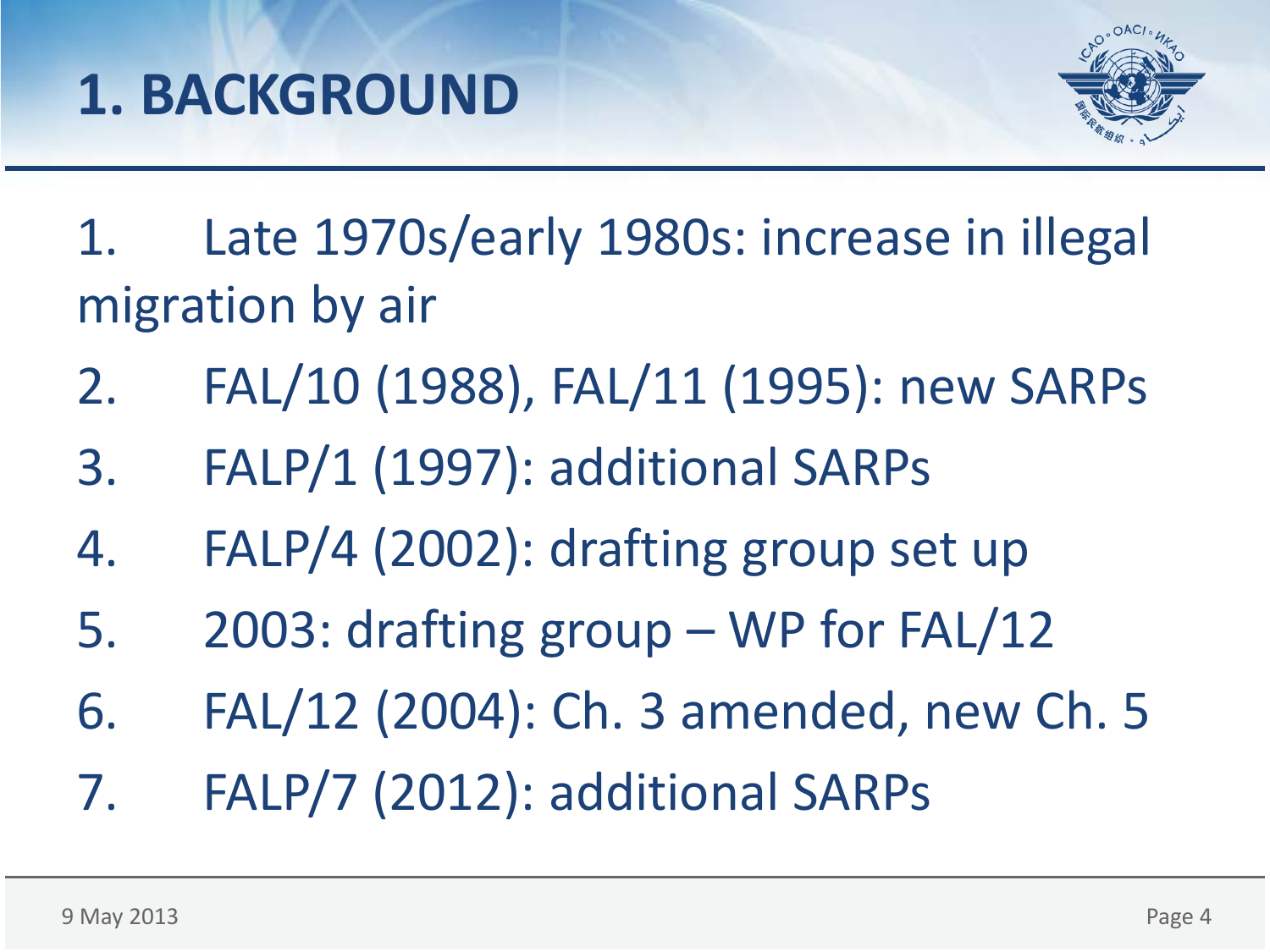# 1. BACKGROUND

1. Late 1970s/early 1980s: increase in illegal migration by air
2. FAL/10 (1988), FAL/11 (1995): new SARPs
3. FALP/1 (1997): additional SARPs
4. FALP/4 (2002): drafting group set up
5. 2003: drafting group – WP for FAL/12
6. FAL/12 (2004): Ch. 3 amended, new Ch. 5
7. FALP/7 (2012): additional SARPs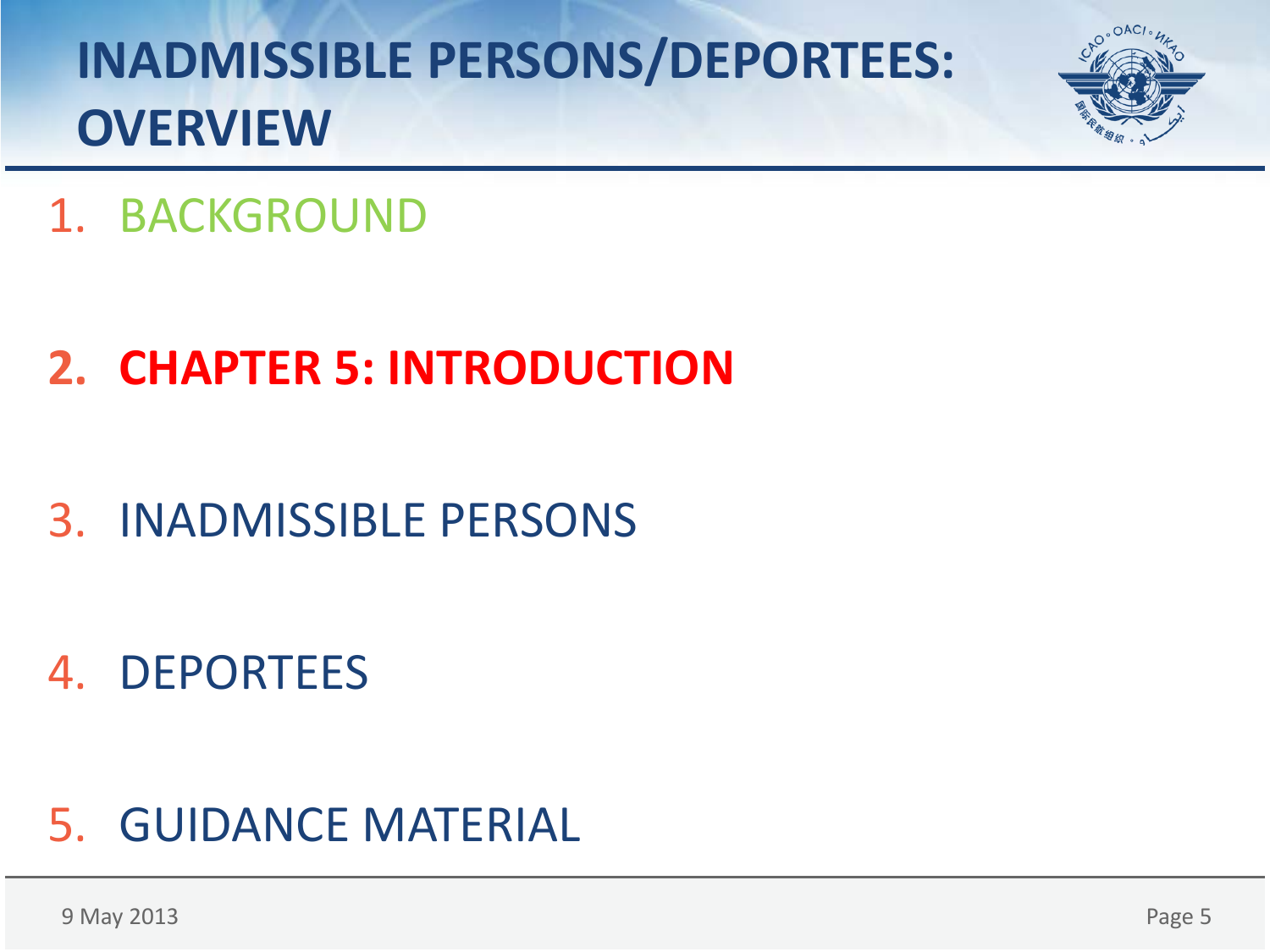# INADMISSIBLE PERSONS/DEPORTEES: OVERVIEW

1. BACKGROUND
2. **CHAPTER 5: INTRODUCTION**
3. INADMISSIBLE PERSONS
4. DEPORTEES
5. GUIDANCE MATERIAL

9 May 2013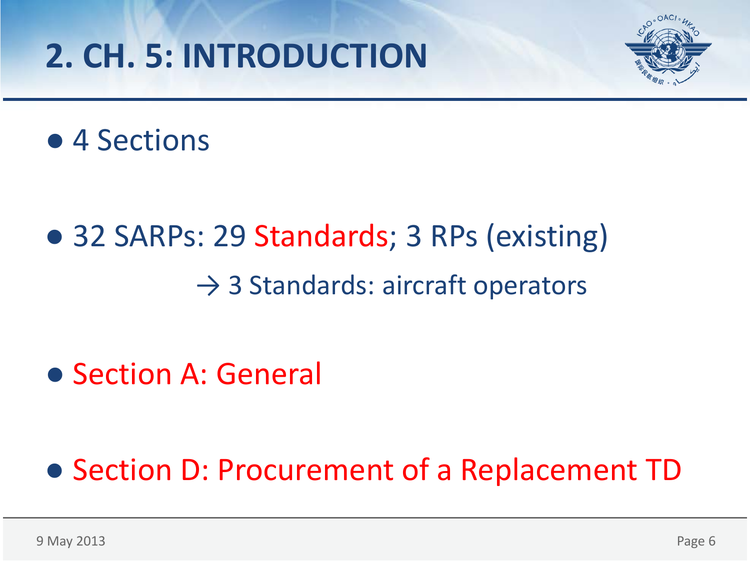# 2. CH. 5: INTRODUCTION

- 4 Sections

- 32 SARPs: 29 Standards; 3 RPs (existing)

  → 3 Standards: aircraft operators

- Section A: General

- Section D: Procurement of a Replacement TD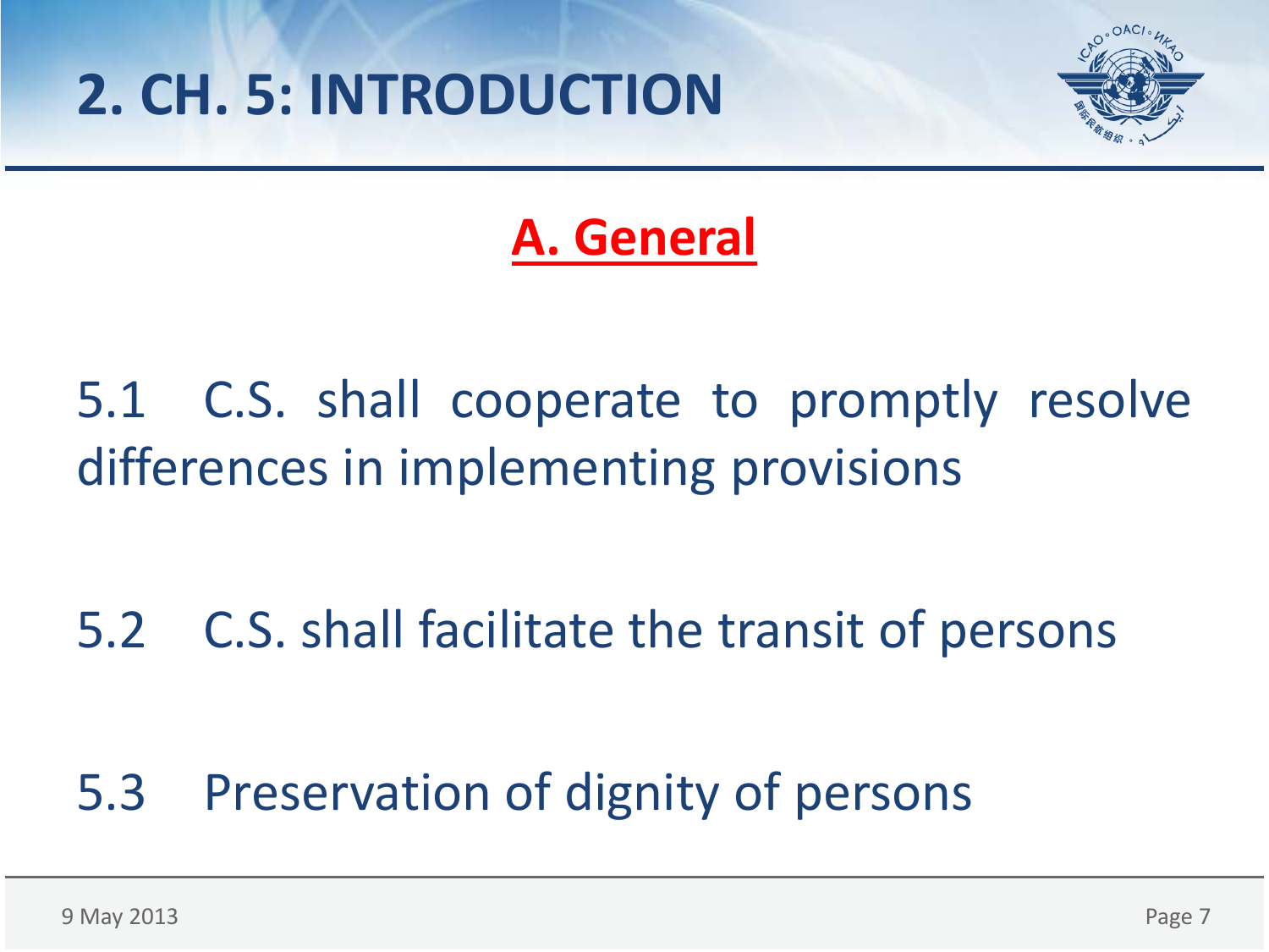# 2. CH. 5: INTRODUCTION

## A. General

5.1 C.S. shall cooperate to promptly resolve differences in implementing provisions

5.2 C.S. shall facilitate the transit of persons

5.3 Preservation of dignity of persons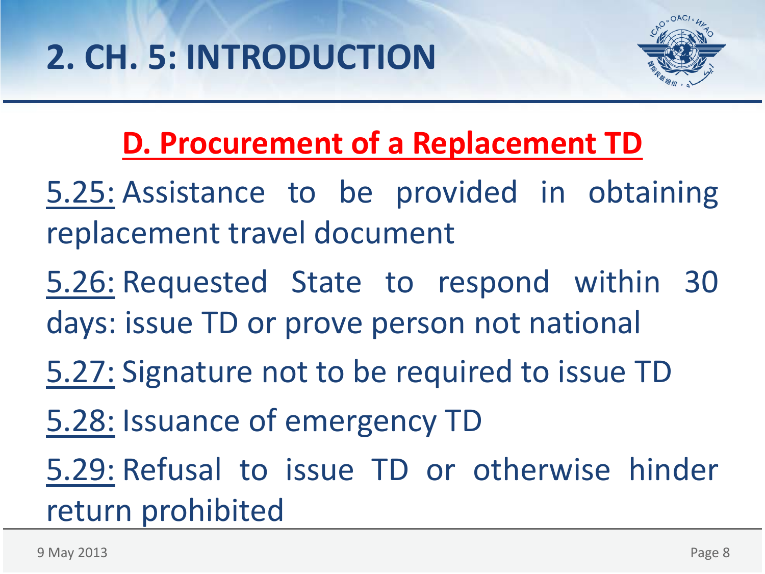# 2. CH. 5: INTRODUCTION

## D. Procurement of a Replacement TD

5.25: Assistance to be provided in obtaining replacement travel document

5.26: Requested State to respond within 30 days: issue TD or prove person not national

5.27: Signature not to be required to issue TD

5.28: Issuance of emergency TD

5.29: Refusal to issue TD or otherwise hinder return prohibited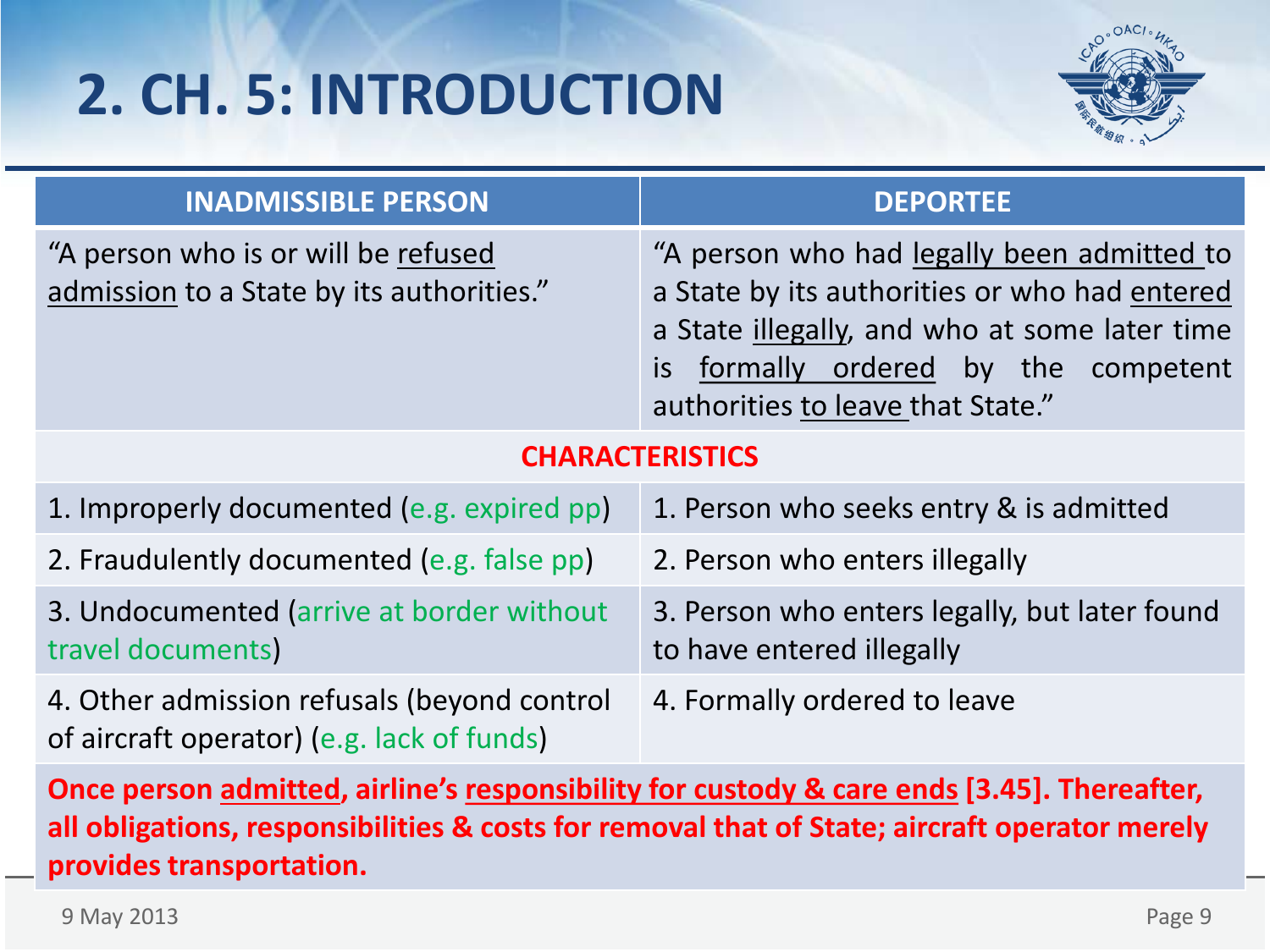# 2. CH. 5: INTRODUCTION

| INADMISSIBLE PERSON | DEPORTEE |
|---|---|
| "A person who is or will be refused admission to a State by its authorities." | "A person who had legally been admitted to a State by its authorities or who had entered a State illegally, and who at some later time is formally ordered by the competent authorities to leave that State." |
| **CHARACTERISTICS** | |
| 1. Improperly documented (e.g. expired pp) | 1. Person who seeks entry & is admitted |
| 2. Fraudulently documented (e.g. false pp) | 2. Person who enters illegally |
| 3. Undocumented (arrive at border without travel documents) | 3. Person who enters legally, but later found to have entered illegally |
| 4. Other admission refusals (beyond control of aircraft operator) (e.g. lack of funds) | 4. Formally ordered to leave |

**Once person admitted, airline's responsibility for custody & care ends [3.45]. Thereafter, all obligations, responsibilities & costs for removal that of State; aircraft operator merely provides transportation.**

9 May 2013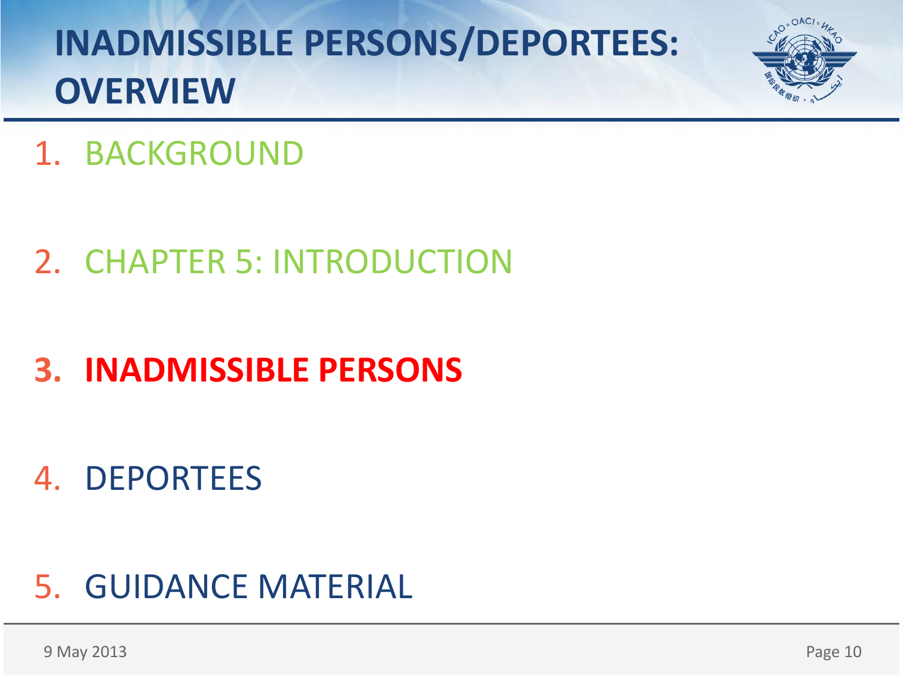# INADMISSIBLE PERSONS/DEPORTEES: OVERVIEW

1. BACKGROUND
2. CHAPTER 5: INTRODUCTION
3. **INADMISSIBLE PERSONS**
4. DEPORTEES
5. GUIDANCE MATERIAL

9 May 2013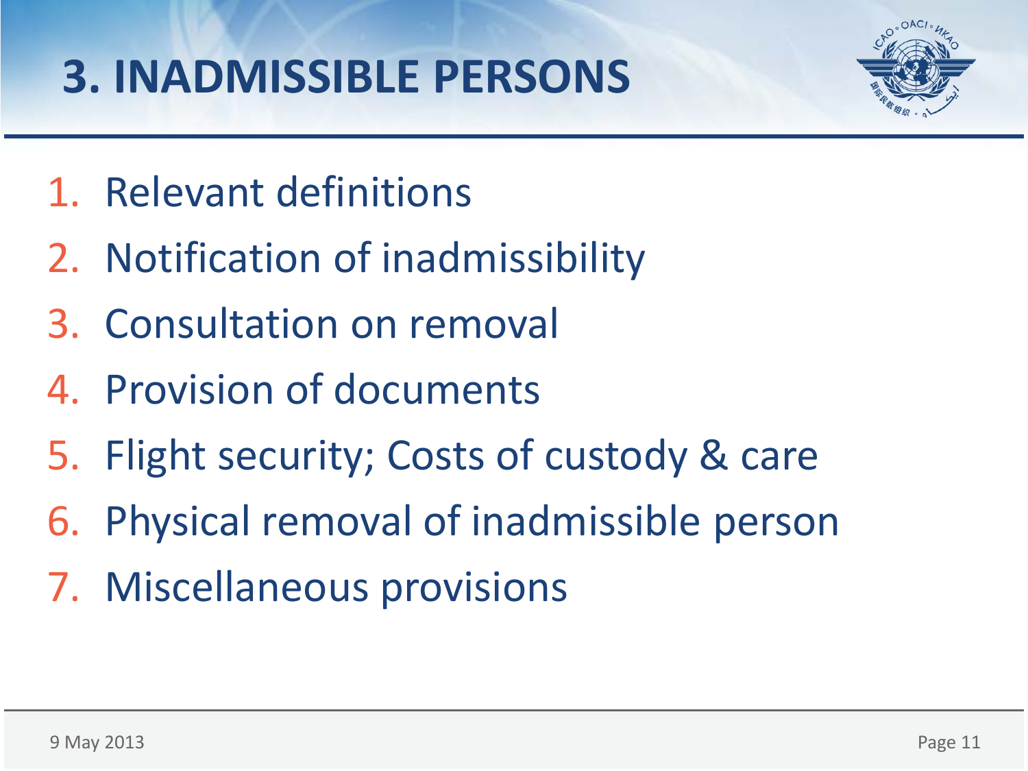# 3. INADMISSIBLE PERSONS

1. Relevant definitions
2. Notification of inadmissibility
3. Consultation on removal
4. Provision of documents
5. Flight security; Costs of custody & care
6. Physical removal of inadmissible person
7. Miscellaneous provisions

9 May 2013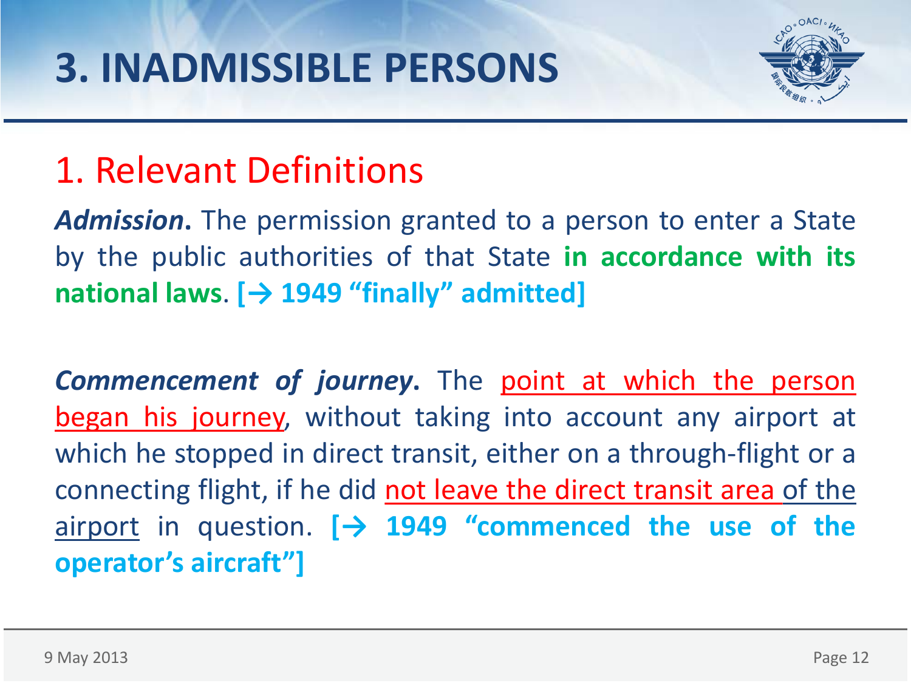# 3. INADMISSIBLE PERSONS

## 1. Relevant Definitions

***Admission*.** The permission granted to a person to enter a State by the public authorities of that State **in accordance with its national laws**. **[→ 1949 "finally" admitted]**

***Commencement of journey*.** The point at which the person began his journey, without taking into account any airport at which he stopped in direct transit, either on a through-flight or a connecting flight, if he did not leave the direct transit area of the airport in question. **[→ 1949 "commenced the use of the operator's aircraft"]**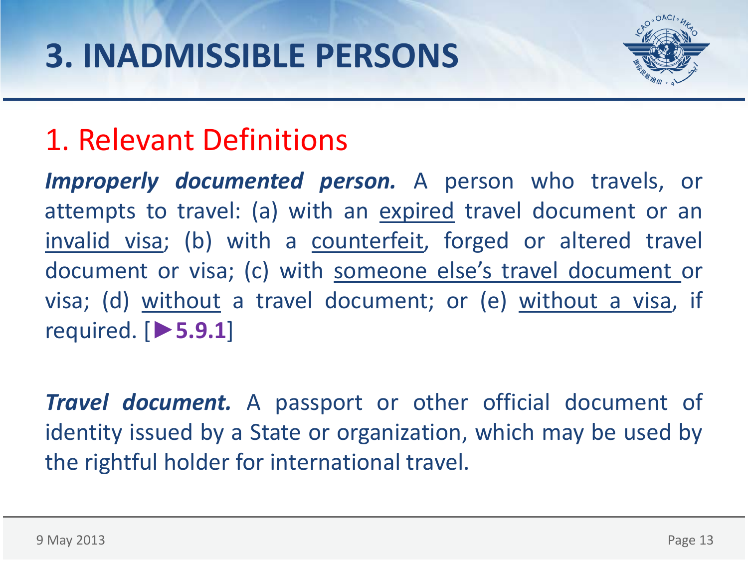# 3. INADMISSIBLE PERSONS

## 1. Relevant Definitions

***Improperly documented person.*** A person who travels, or attempts to travel: (a) with an <u>expired</u> travel document or an <u>invalid visa</u>; (b) with a <u>counterfeit</u>, forged or altered travel document or visa; (c) with <u>someone else's travel document</u> or visa; (d) <u>without</u> a travel document; or (e) <u>without a visa</u>, if required. [►**5.9.1**]

***Travel document.*** A passport or other official document of identity issued by a State or organization, which may be used by the rightful holder for international travel.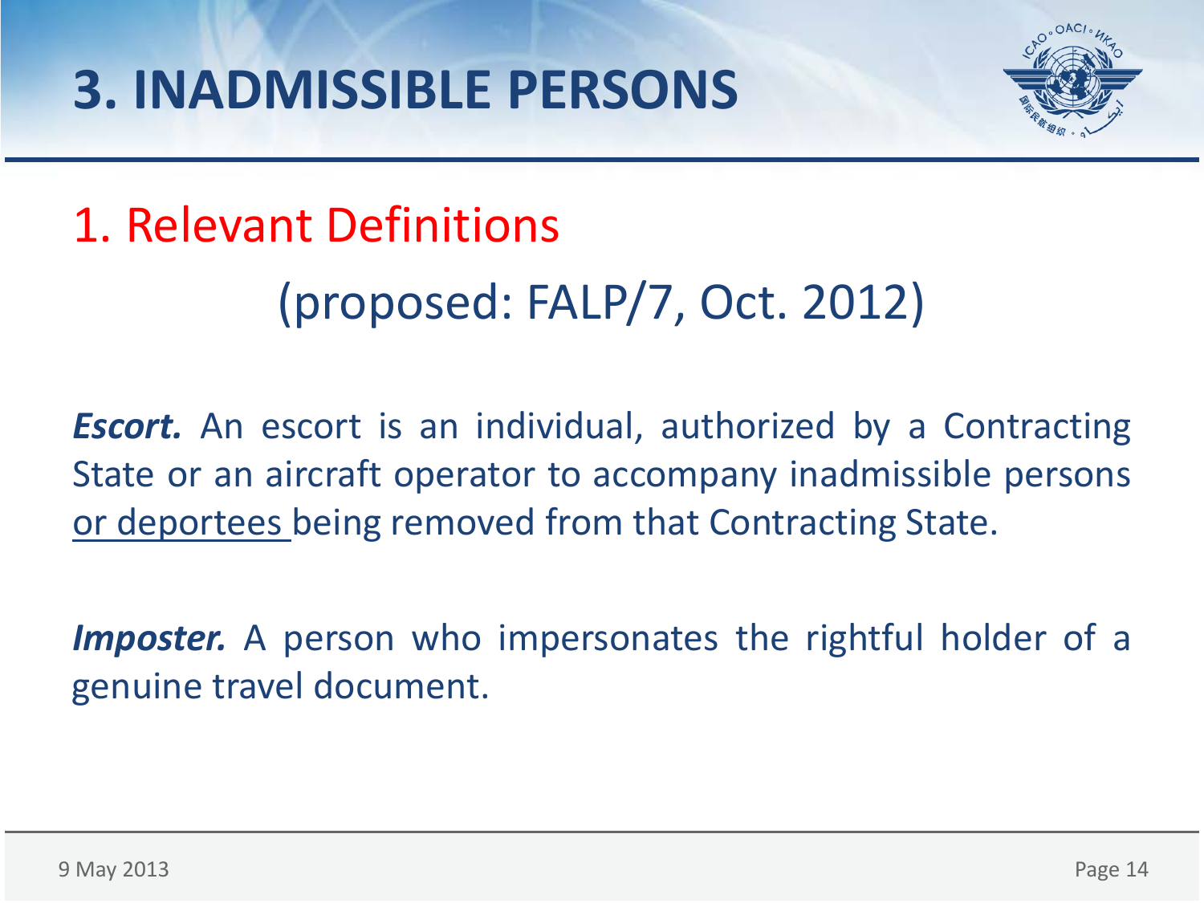# 3. INADMISSIBLE PERSONS

## 1. Relevant Definitions

(proposed: FALP/7, Oct. 2012)

***Escort.*** An escort is an individual, authorized by a Contracting State or an aircraft operator to accompany inadmissible persons <u>or deportees</u> being removed from that Contracting State.

***Imposter.*** A person who impersonates the rightful holder of a genuine travel document.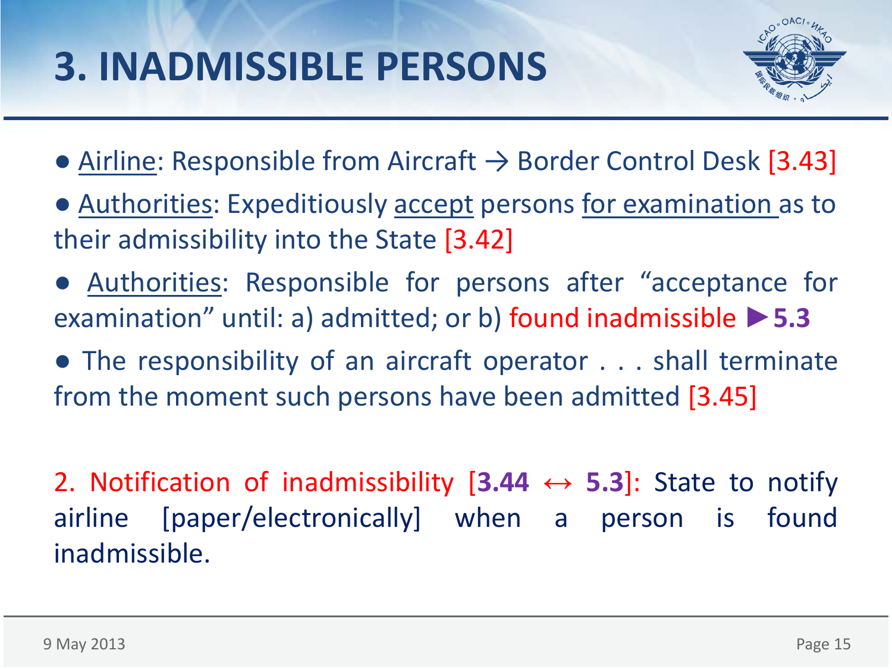# 3. INADMISSIBLE PERSONS

- Airline: Responsible from Aircraft → Border Control Desk [3.43]
- Authorities: Expeditiously accept persons for examination as to their admissibility into the State [3.42]
- Authorities: Responsible for persons after "acceptance for examination" until: a) admitted; or b) found inadmissible ►**5.3**
- The responsibility of an aircraft operator . . . shall terminate from the moment such persons have been admitted [3.45]

2. Notification of inadmissibility [**3.44** ↔ **5.3**]: State to notify airline [paper/electronically] when a person is found inadmissible.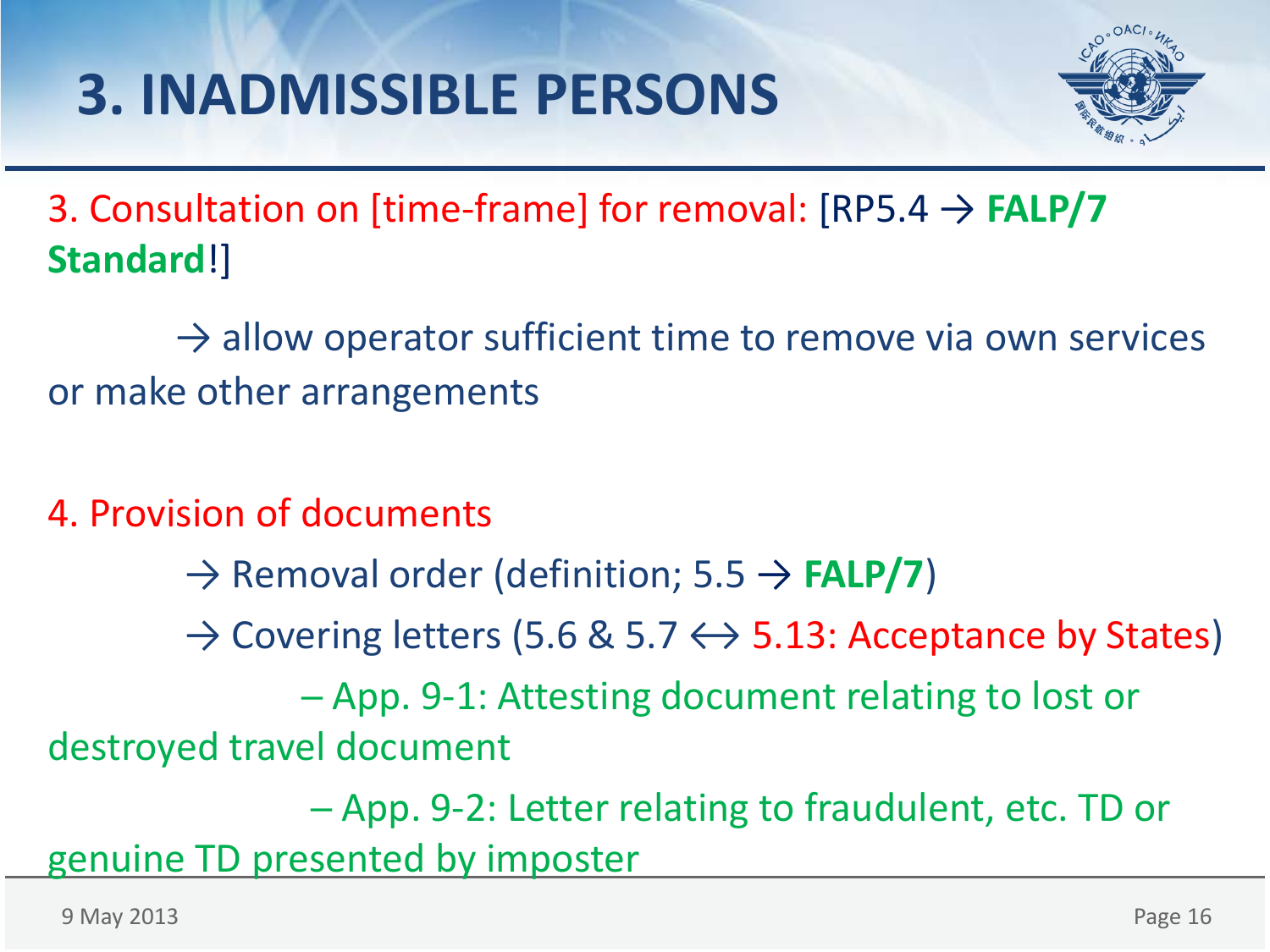# 3. INADMISSIBLE PERSONS

3. Consultation on [time-frame] for removal: [RP5.4 → **FALP/7 Standard**!]

→ allow operator sufficient time to remove via own services or make other arrangements

4. Provision of documents

→ Removal order (definition; 5.5 → **FALP/7**)

→ Covering letters (5.6 & 5.7 ↔ 5.13: Acceptance by States)

– App. 9-1: Attesting document relating to lost or destroyed travel document

– App. 9-2: Letter relating to fraudulent, etc. TD or genuine TD presented by imposter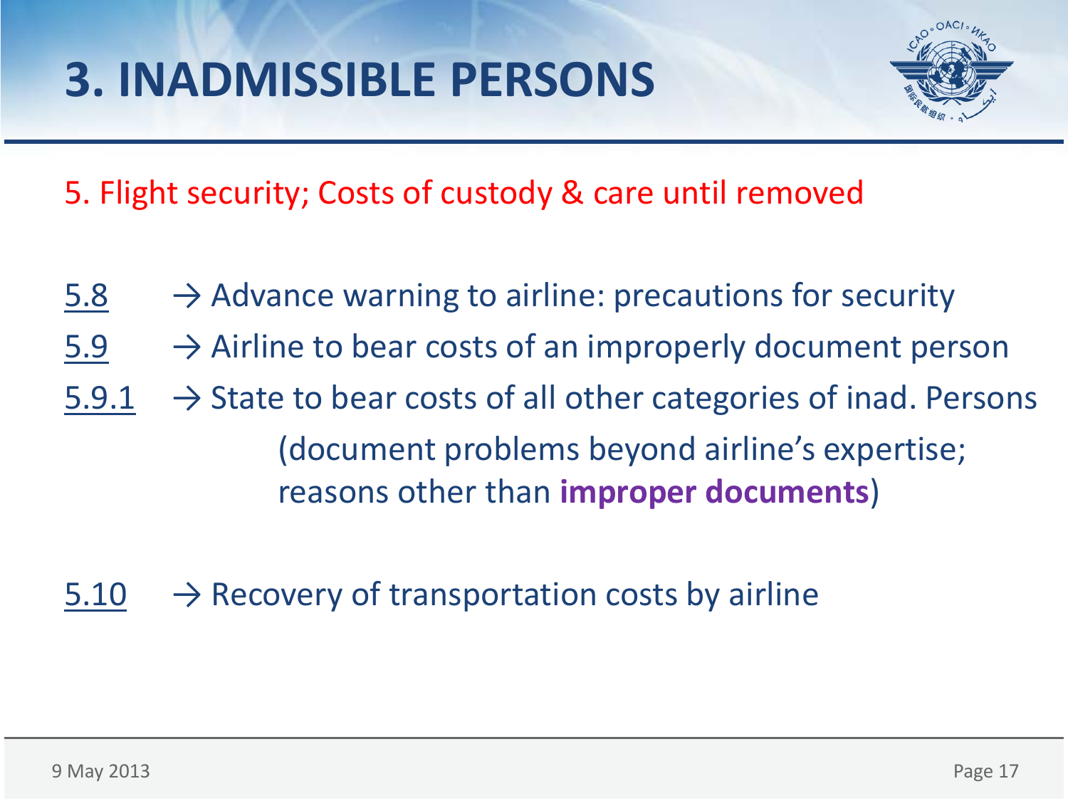# 3. INADMISSIBLE PERSONS

5. Flight security; Costs of custody & care until removed

- 5.8 → Advance warning to airline: precautions for security
- 5.9 → Airline to bear costs of an improperly document person
- 5.9.1 → State to bear costs of all other categories of inad. Persons (document problems beyond airline's expertise; reasons other than **improper documents**)

- 5.10 → Recovery of transportation costs by airline

9 May 2013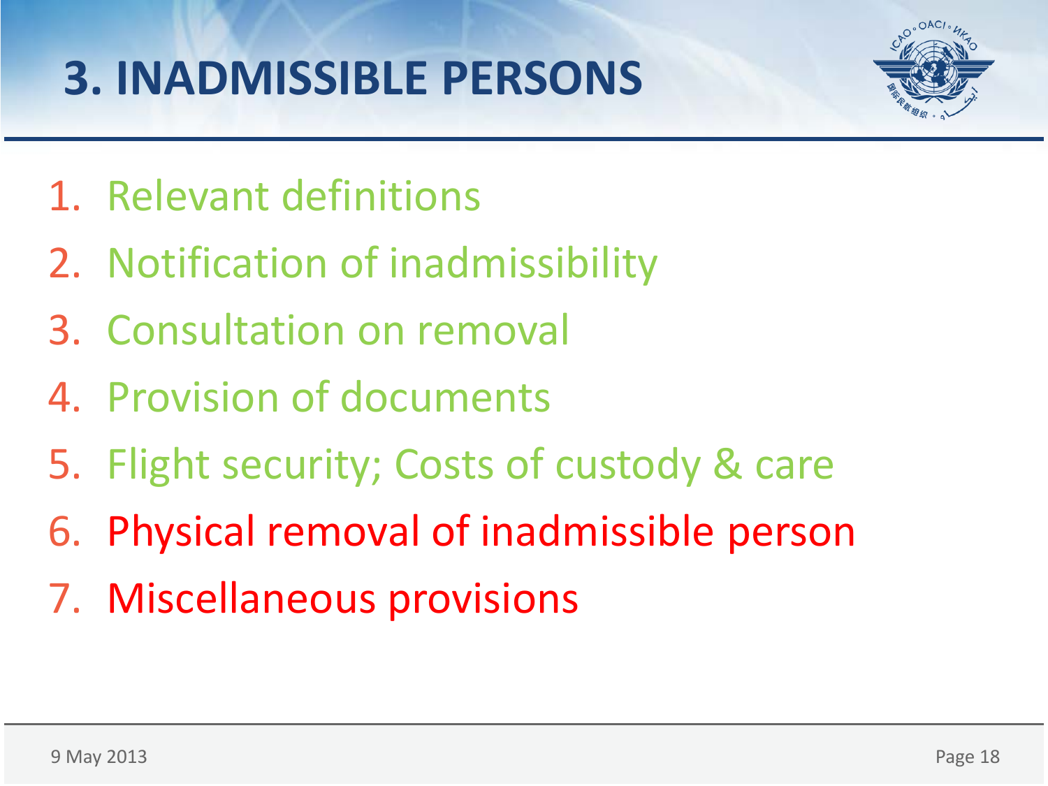# 3. INADMISSIBLE PERSONS

1. Relevant definitions
2. Notification of inadmissibility
3. Consultation on removal
4. Provision of documents
5. Flight security; Costs of custody & care
6. Physical removal of inadmissible person
7. Miscellaneous provisions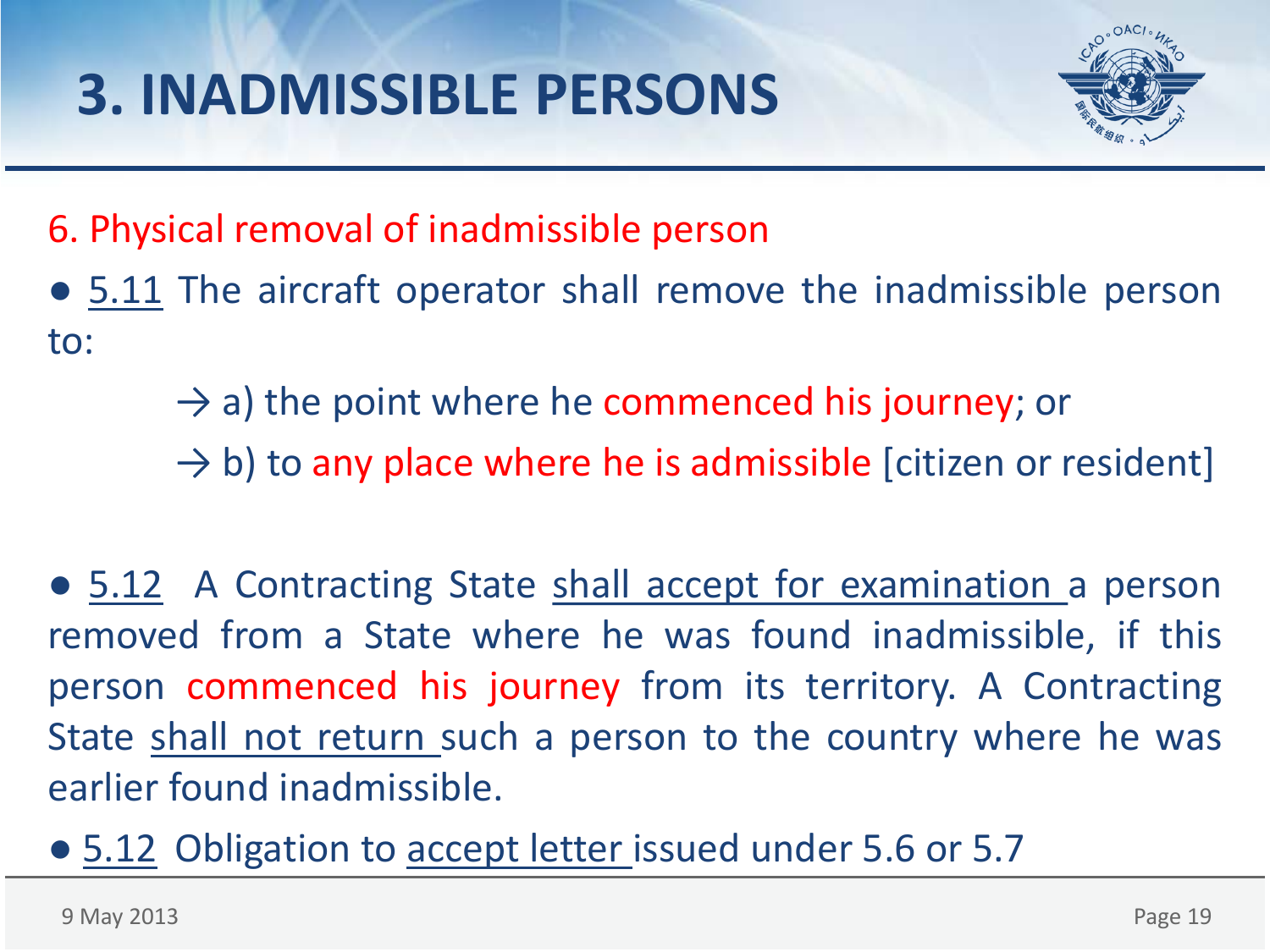# 3. INADMISSIBLE PERSONS

6. Physical removal of inadmissible person

- 5.11 The aircraft operator shall remove the inadmissible person to:

  → a) the point where he commenced his journey; or

  → b) to any place where he is admissible [citizen or resident]

- 5.12 A Contracting State shall accept for examination a person removed from a State where he was found inadmissible, if this person commenced his journey from its territory. A Contracting State shall not return such a person to the country where he was earlier found inadmissible.

- 5.12 Obligation to accept letter issued under 5.6 or 5.7

9 May 2013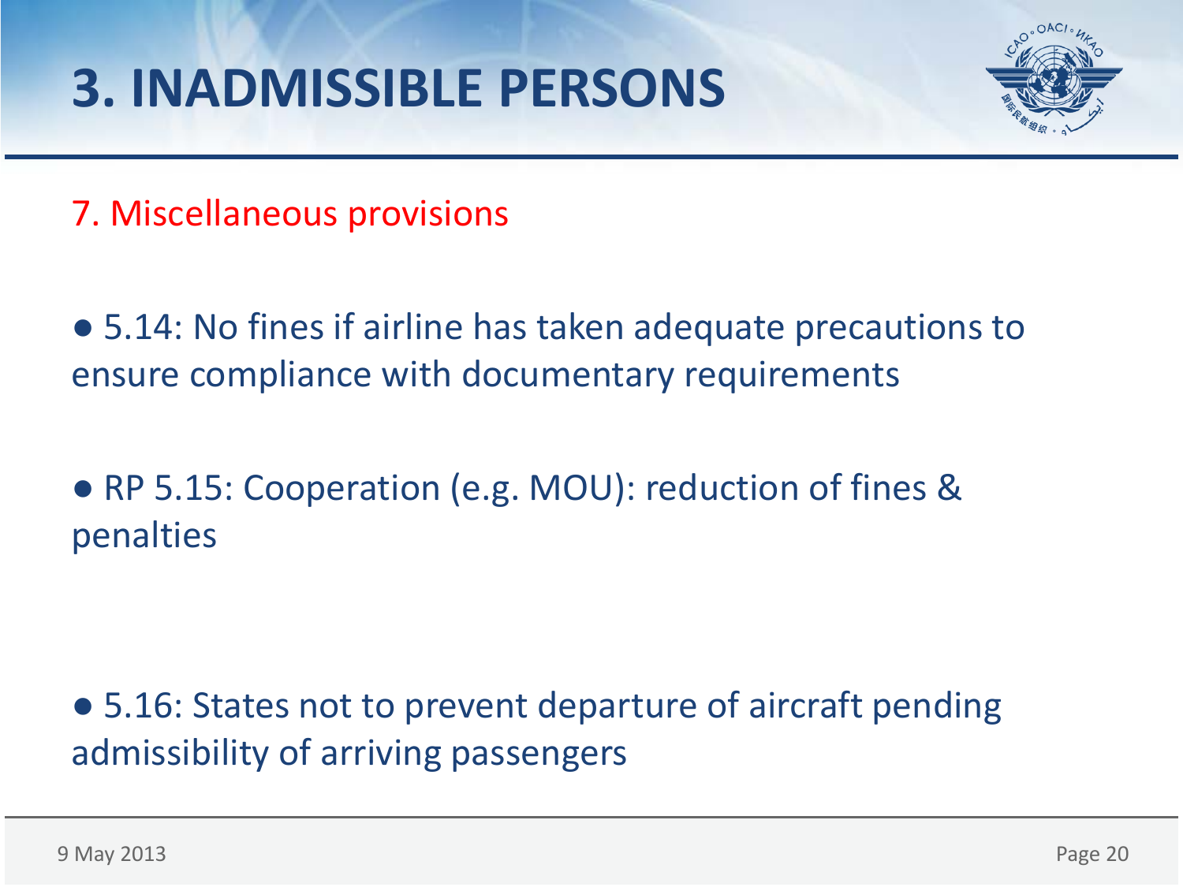# 3. INADMISSIBLE PERSONS

7. Miscellaneous provisions

- 5.14: No fines if airline has taken adequate precautions to ensure compliance with documentary requirements

- RP 5.15: Cooperation (e.g. MOU): reduction of fines & penalties

- 5.16: States not to prevent departure of aircraft pending admissibility of arriving passengers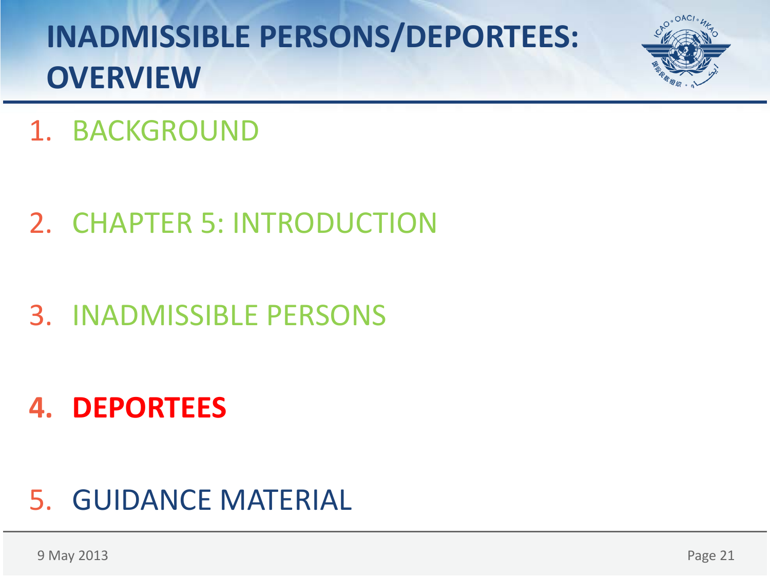# INADMISSIBLE PERSONS/DEPORTEES: OVERVIEW

1. BACKGROUND

2. CHAPTER 5: INTRODUCTION

3. INADMISSIBLE PERSONS

4. **DEPORTEES**

5. GUIDANCE MATERIAL

9 May 2013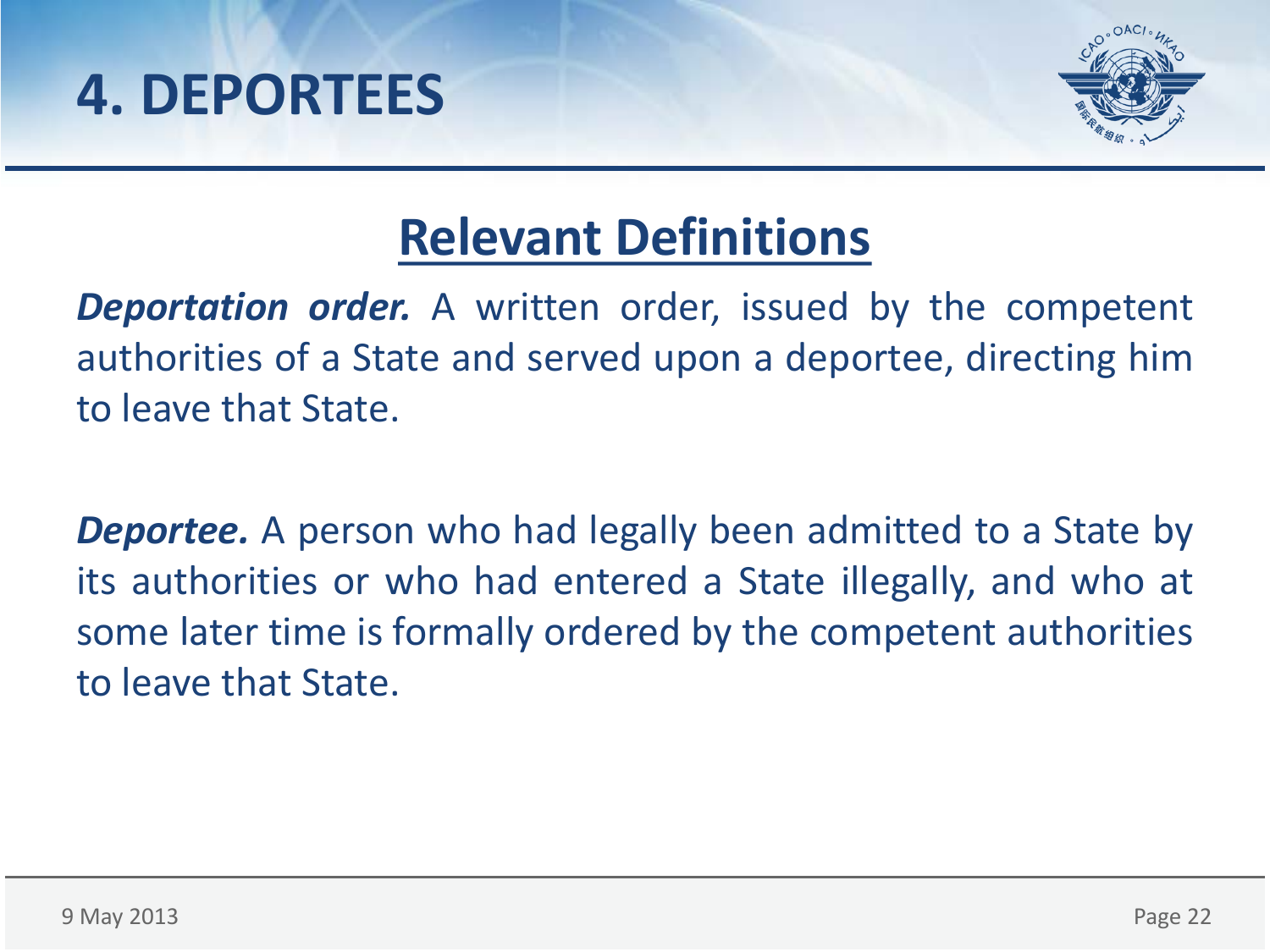# 4. DEPORTEES

## Relevant Definitions

***Deportation order.*** A written order, issued by the competent authorities of a State and served upon a deportee, directing him to leave that State.

***Deportee.*** A person who had legally been admitted to a State by its authorities or who had entered a State illegally, and who at some later time is formally ordered by the competent authorities to leave that State.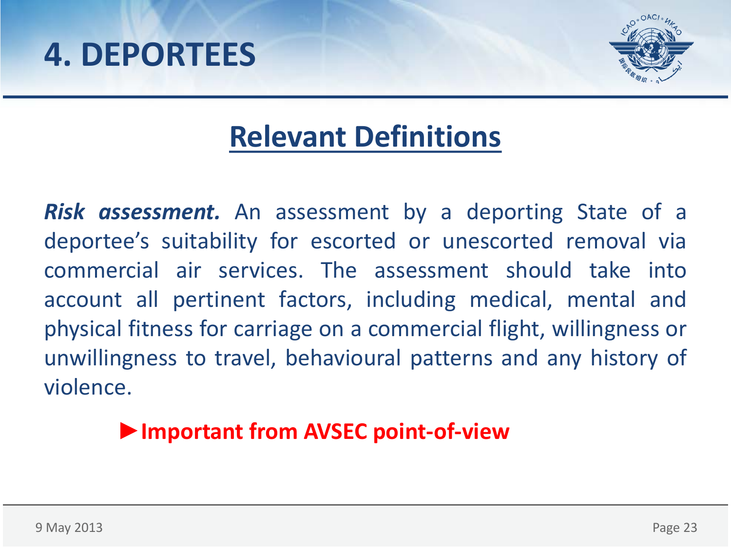# 4. DEPORTEES

## Relevant Definitions

***Risk assessment.*** An assessment by a deporting State of a deportee's suitability for escorted or unescorted removal via commercial air services. The assessment should take into account all pertinent factors, including medical, mental and physical fitness for carriage on a commercial flight, willingness or unwillingness to travel, behavioural patterns and any history of violence.

► **Important from AVSEC point-of-view**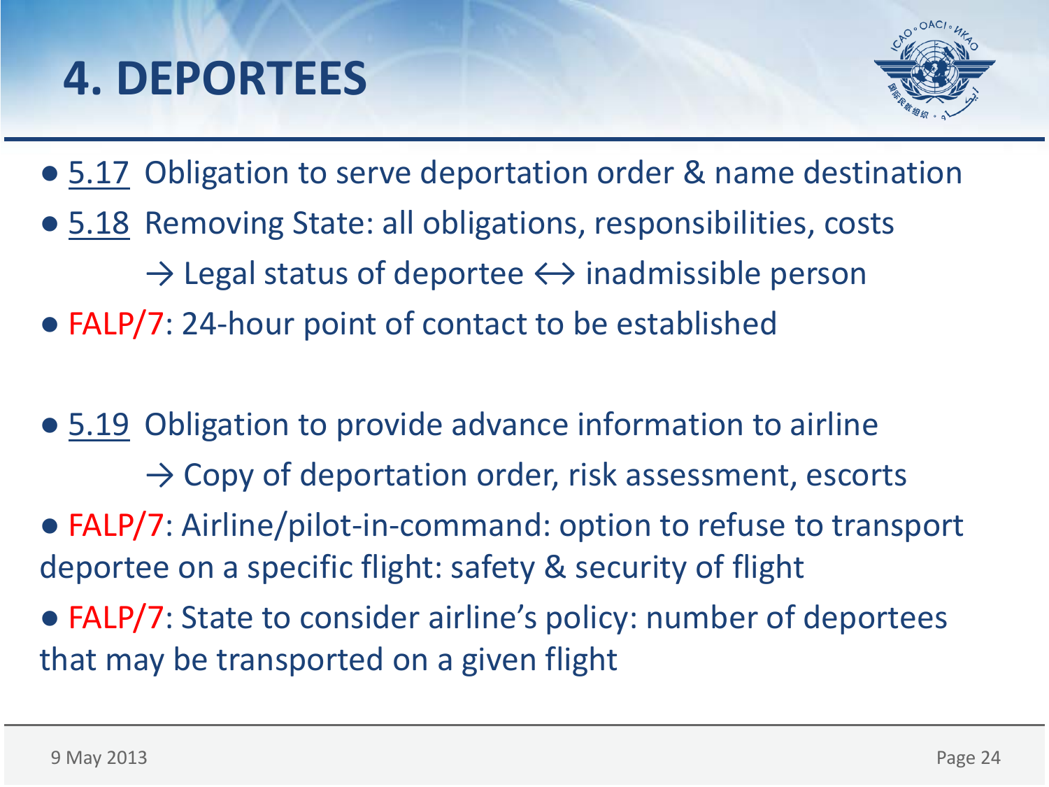# 4. DEPORTEES

- 5.17 Obligation to serve deportation order & name destination
- 5.18 Removing State: all obligations, responsibilities, costs
  → Legal status of deportee ↔ inadmissible person
- FALP/7: 24-hour point of contact to be established

- 5.19 Obligation to provide advance information to airline
  → Copy of deportation order, risk assessment, escorts
- FALP/7: Airline/pilot-in-command: option to refuse to transport deportee on a specific flight: safety & security of flight
- FALP/7: State to consider airline's policy: number of deportees that may be transported on a given flight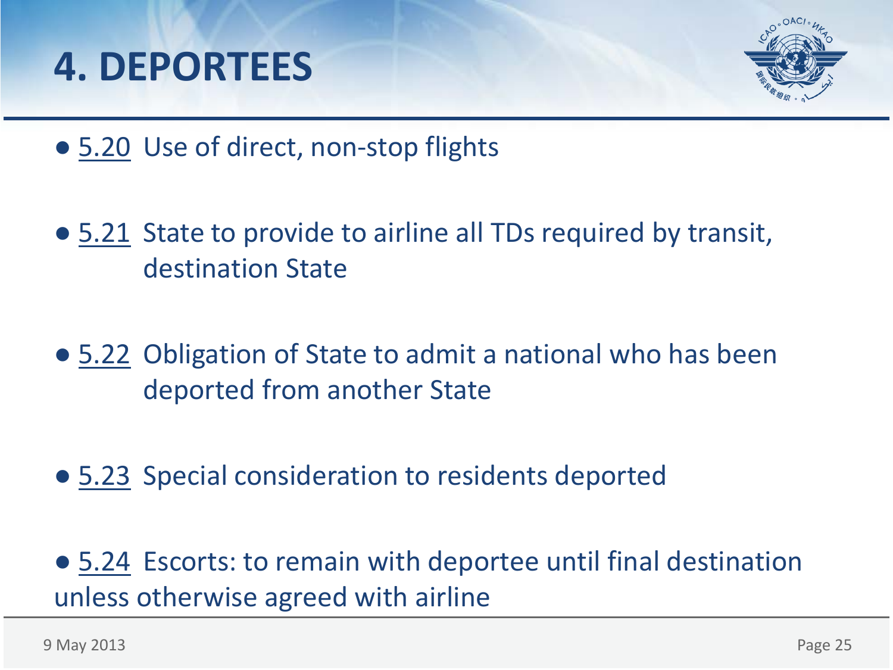# 4. DEPORTEES

- 5.20 Use of direct, non-stop flights
- 5.21 State to provide to airline all TDs required by transit, destination State
- 5.22 Obligation of State to admit a national who has been deported from another State
- 5.23 Special consideration to residents deported
- 5.24 Escorts: to remain with deportee until final destination unless otherwise agreed with airline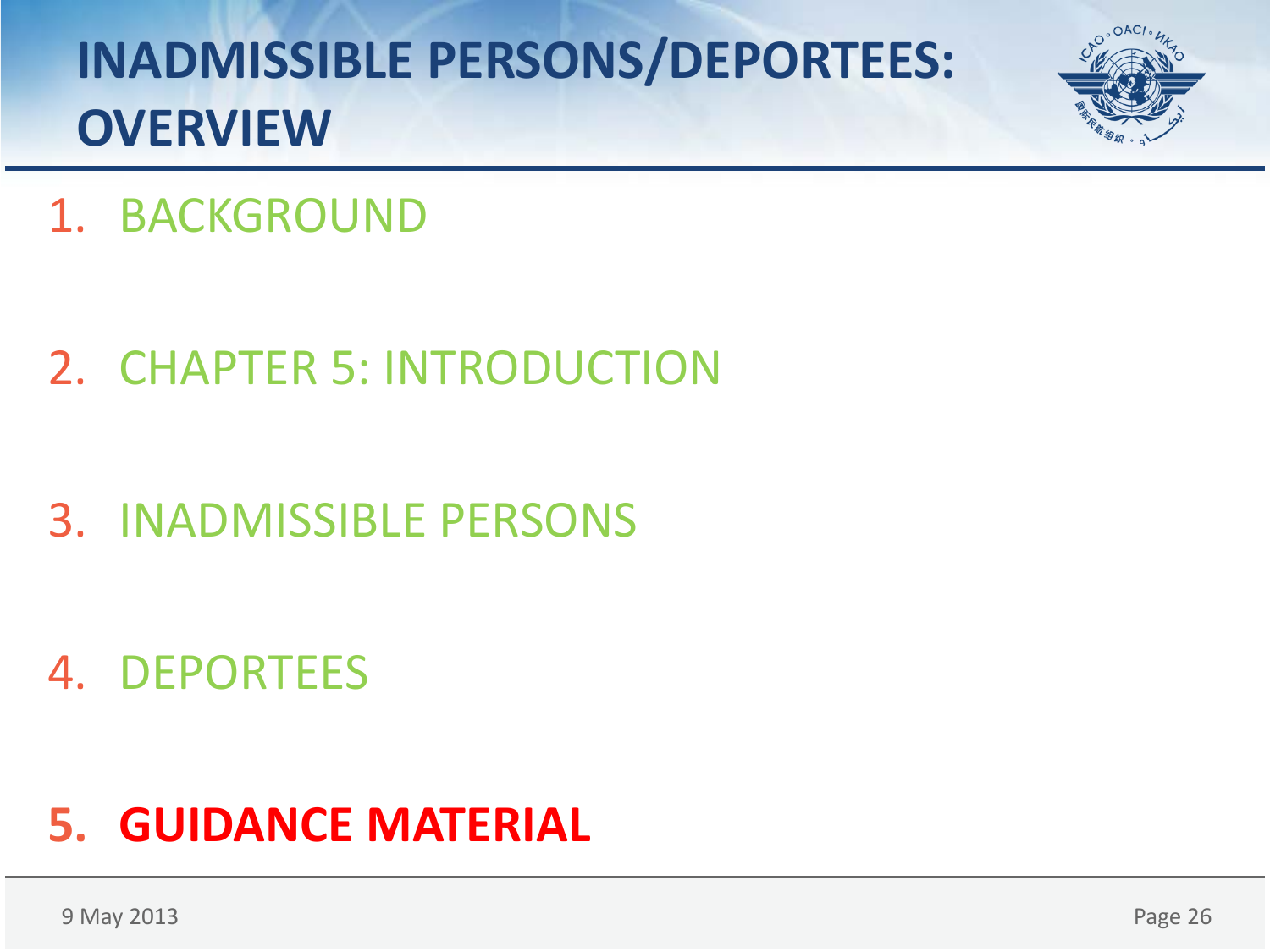# INADMISSIBLE PERSONS/DEPORTEES: OVERVIEW

1. BACKGROUND

2. CHAPTER 5: INTRODUCTION

3. INADMISSIBLE PERSONS

4. DEPORTEES

5. **GUIDANCE MATERIAL**

9 May 2013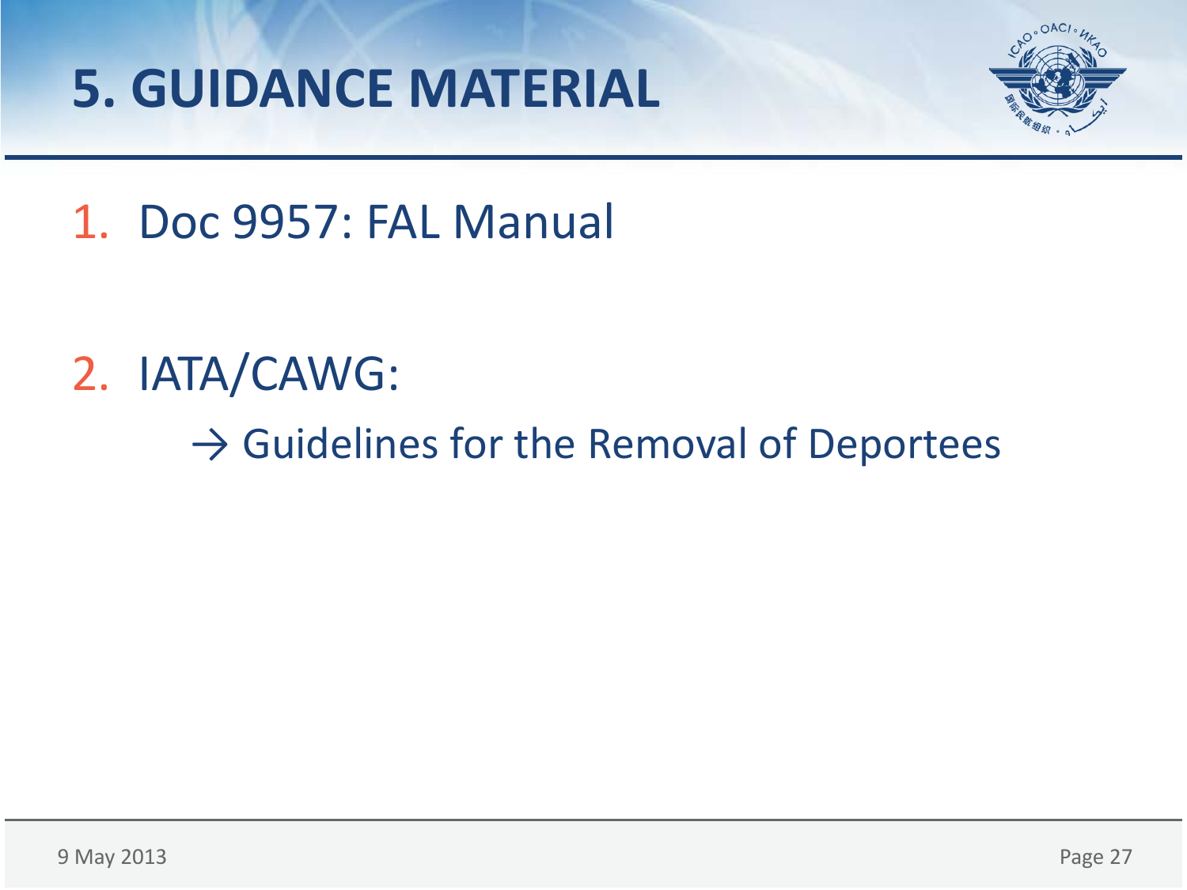# 5. GUIDANCE MATERIAL

1. Doc 9957: FAL Manual

2. IATA/CAWG:

   → Guidelines for the Removal of Deportees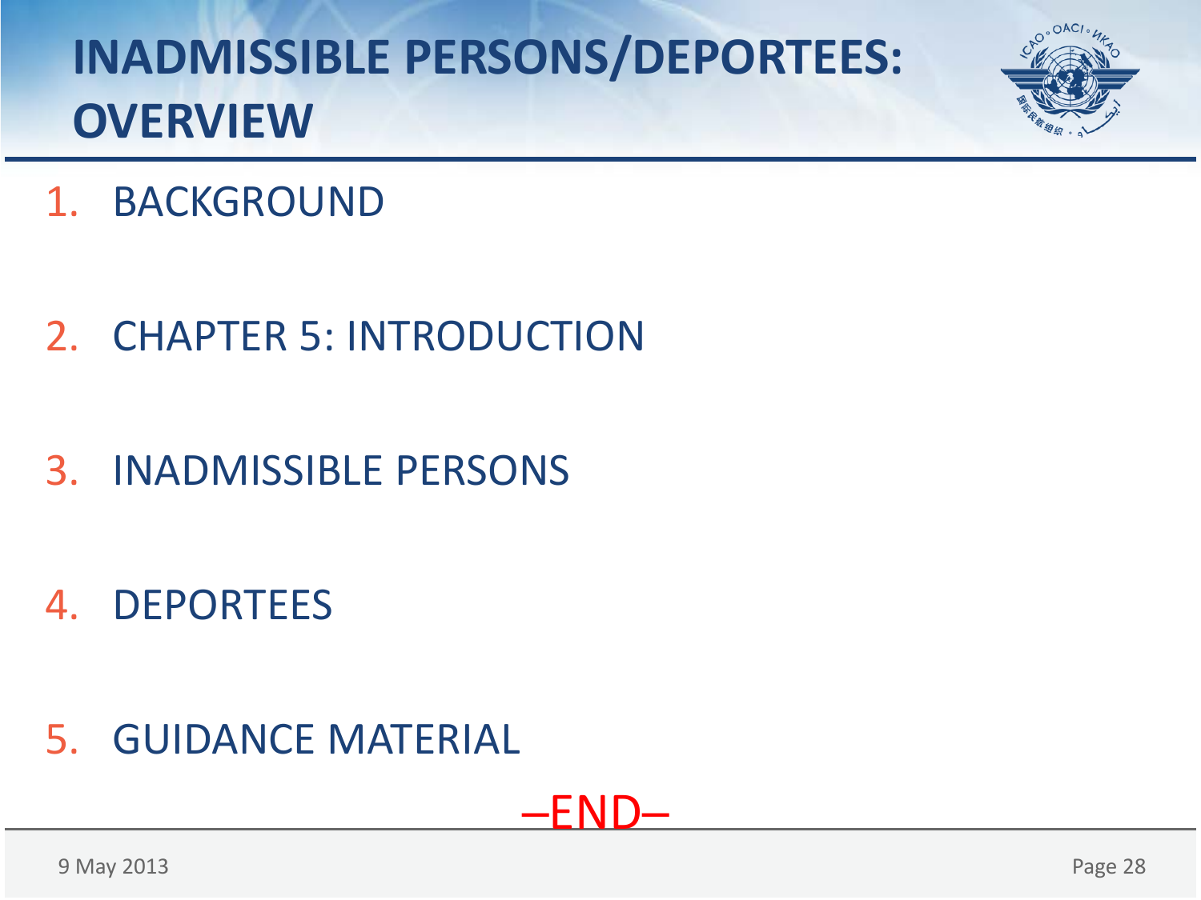# INADMISSIBLE PERSONS/DEPORTEES: OVERVIEW

1. BACKGROUND
2. CHAPTER 5: INTRODUCTION
3. INADMISSIBLE PERSONS
4. DEPORTEES
5. GUIDANCE MATERIAL

–END–